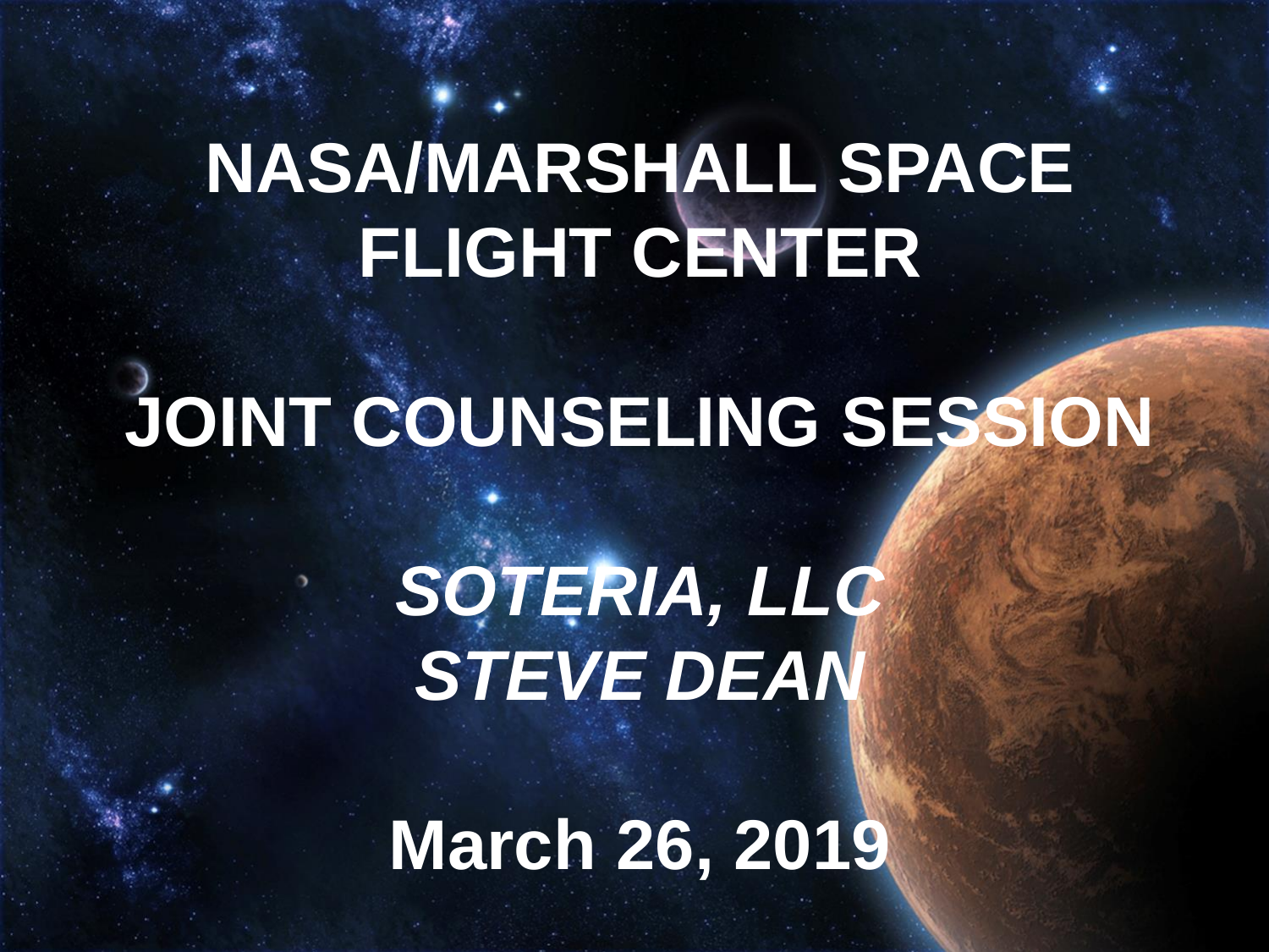# NASA/MARSHALL SPACE FLIGHT CENTER

# JOINT COUNSELING SESSION

***SOTERIA, LLC***
***STEVE DEAN***

**March 26, 2019**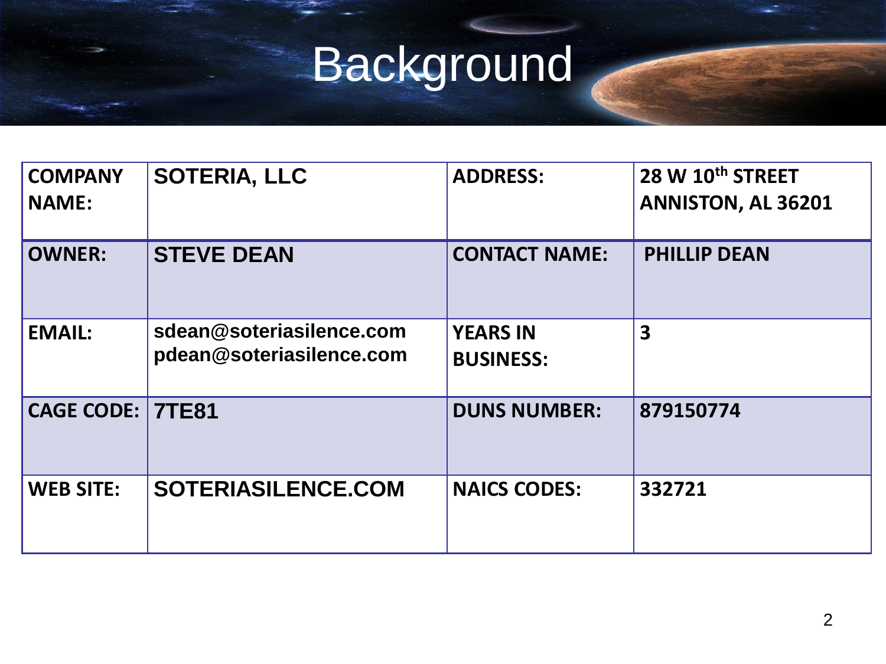# Background

| | | | |
|---|---|---|---|
| **COMPANY NAME:** | **SOTERIA, LLC** | **ADDRESS:** | **28 W 10th STREET ANNISTON, AL 36201** |
| **OWNER:** | **STEVE DEAN** | **CONTACT NAME:** | **PHILLIP DEAN** |
| **EMAIL:** | **sdean@soteriasilence.com pdean@soteriasilence.com** | **YEARS IN BUSINESS:** | **3** |
| **CAGE CODE:** | **7TE81** | **DUNS NUMBER:** | **879150774** |
| **WEB SITE:** | **SOTERIASILENCE.COM** | **NAICS CODES:** | **332721** |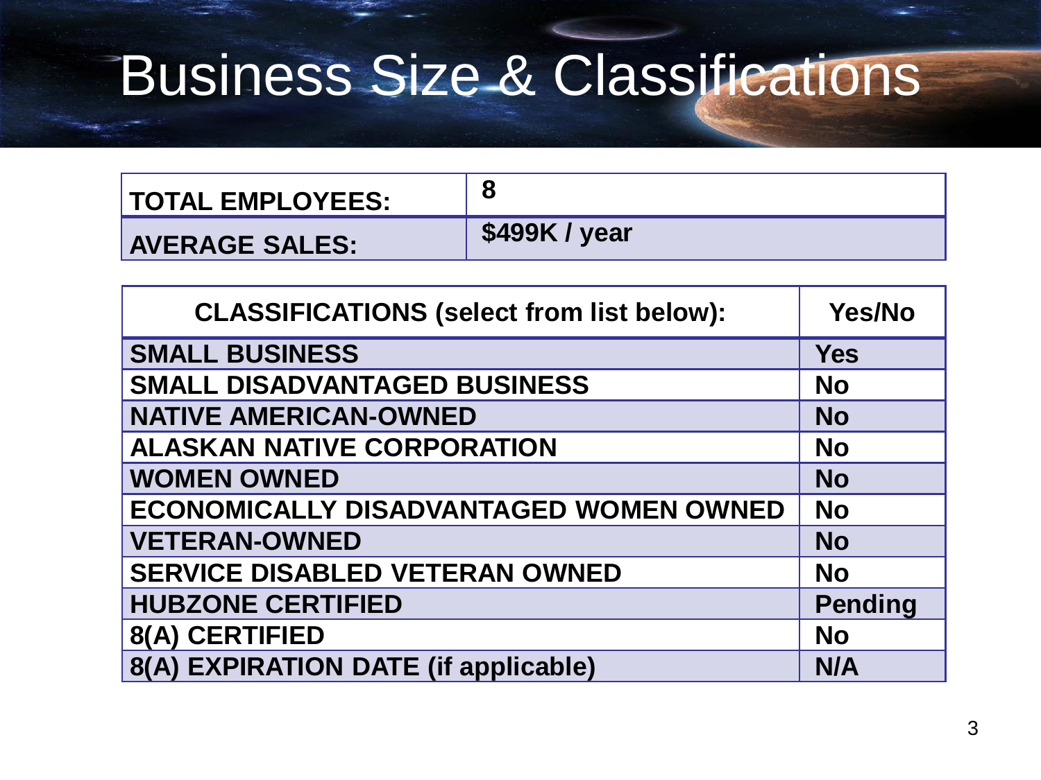# Business Size & Classifications

| | |
|---|---|
| **TOTAL EMPLOYEES:** | **8** |
| **AVERAGE SALES:** | **$499K / year** |

| CLASSIFICATIONS (select from list below): | Yes/No |
|---|---|
| **SMALL BUSINESS** | **Yes** |
| **SMALL DISADVANTAGED BUSINESS** | **No** |
| **NATIVE AMERICAN-OWNED** | **No** |
| **ALASKAN NATIVE CORPORATION** | **No** |
| **WOMEN OWNED** | **No** |
| **ECONOMICALLY DISADVANTAGED WOMEN OWNED** | **No** |
| **VETERAN-OWNED** | **No** |
| **SERVICE DISABLED VETERAN OWNED** | **No** |
| **HUBZONE CERTIFIED** | **Pending** |
| **8(A) CERTIFIED** | **No** |
| **8(A) EXPIRATION DATE (if applicable)** | **N/A** |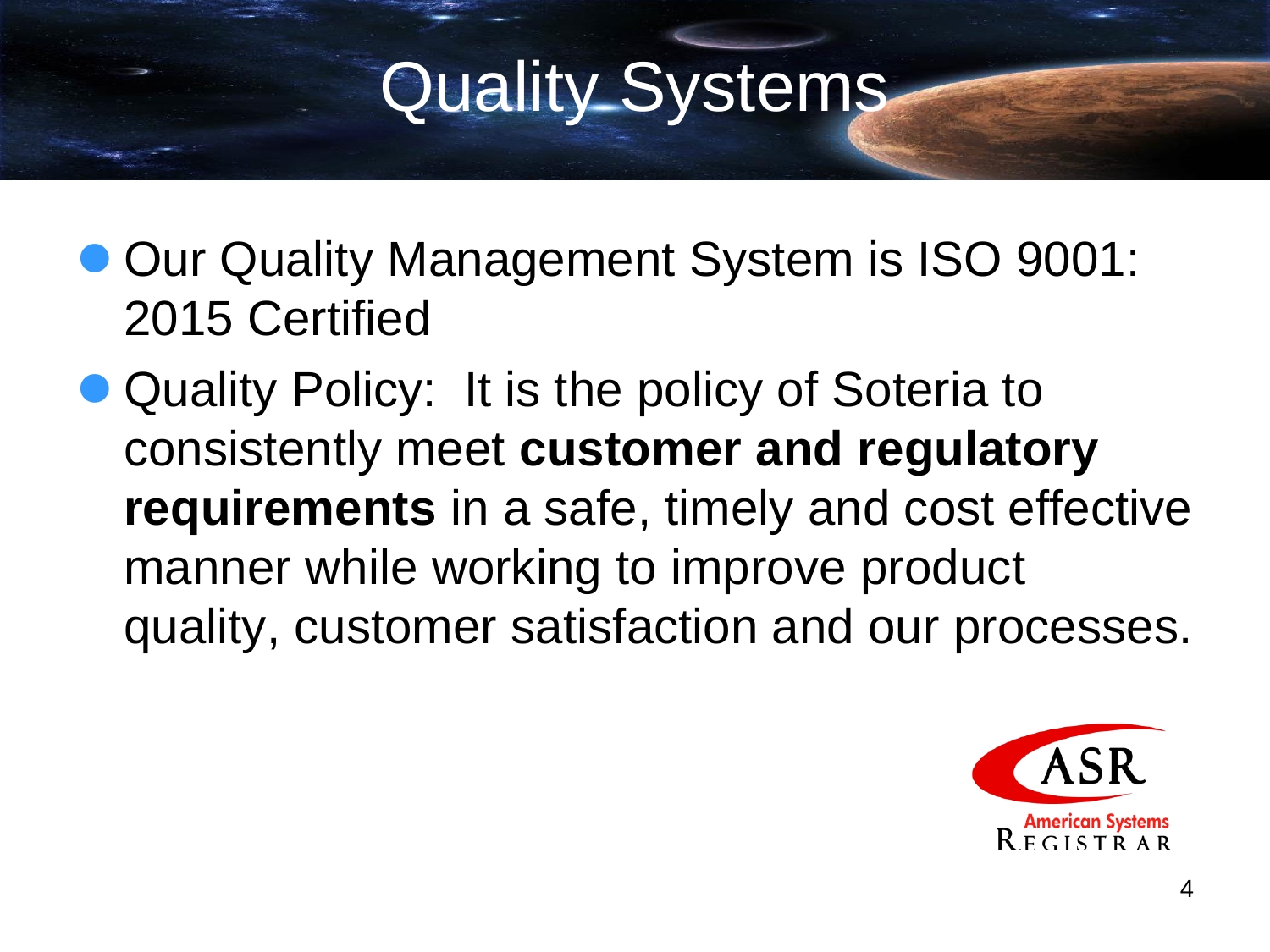# Quality Systems

- Our Quality Management System is ISO 9001: 2015 Certified
- Quality Policy:  It is the policy of Soteria to consistently meet **customer and regulatory requirements** in a safe, timely and cost effective manner while working to improve product quality, customer satisfaction and our processes.

ASR
American Systems
REGISTRAR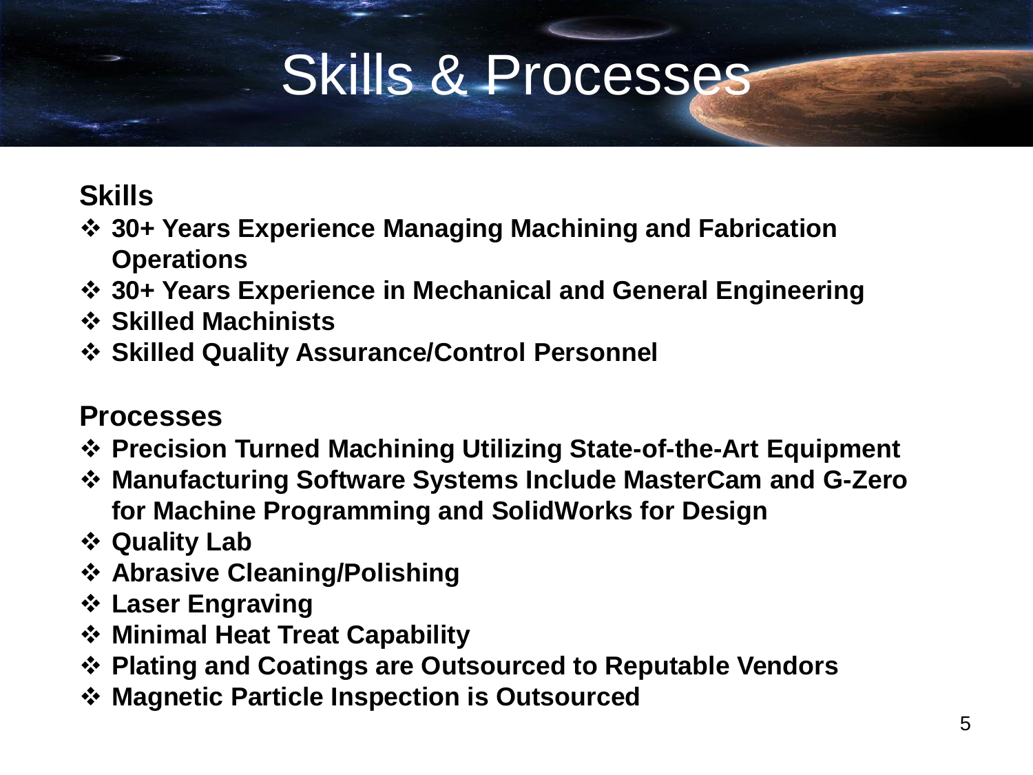# Skills & Processes

**Skills**

- **30+ Years Experience Managing Machining and Fabrication Operations**
- **30+ Years Experience in Mechanical and General Engineering**
- **Skilled Machinists**
- **Skilled Quality Assurance/Control Personnel**

**Processes**

- **Precision Turned Machining Utilizing State-of-the-Art Equipment**
- **Manufacturing Software Systems Include MasterCam and G-Zero for Machine Programming and SolidWorks for Design**
- **Quality Lab**
- **Abrasive Cleaning/Polishing**
- **Laser Engraving**
- **Minimal Heat Treat Capability**
- **Plating and Coatings are Outsourced to Reputable Vendors**
- **Magnetic Particle Inspection is Outsourced**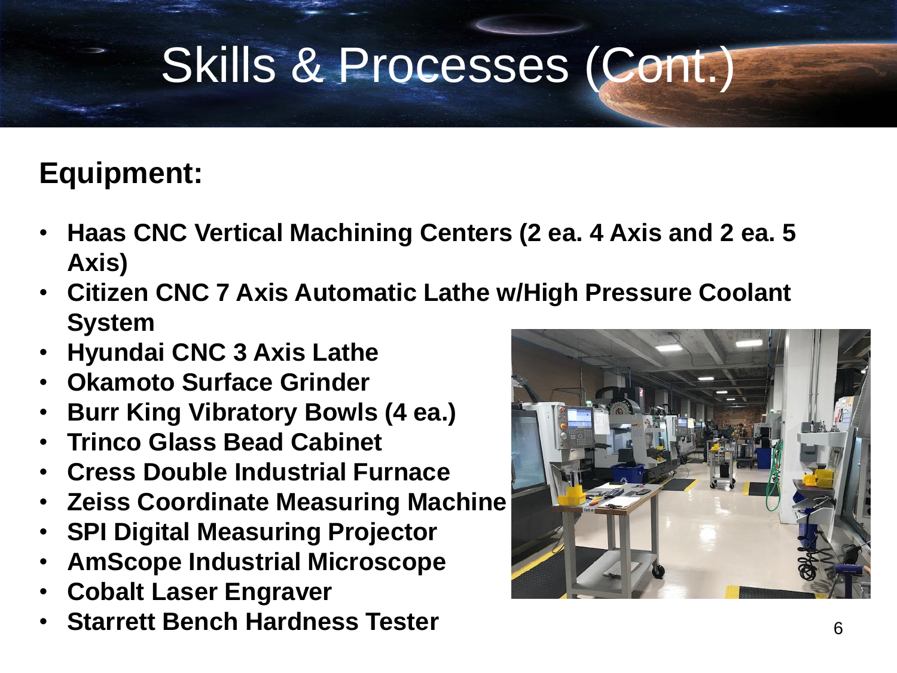# Skills & Processes (Cont.)

## Equipment:

- **Haas CNC Vertical Machining Centers (2 ea. 4 Axis and 2 ea. 5 Axis)**
- **Citizen CNC 7 Axis Automatic Lathe w/High Pressure Coolant System**
- **Hyundai CNC 3 Axis Lathe**
- **Okamoto Surface Grinder**
- **Burr King Vibratory Bowls (4 ea.)**
- **Trinco Glass Bead Cabinet**
- **Cress Double Industrial Furnace**
- **Zeiss Coordinate Measuring Machine**
- **SPI Digital Measuring Projector**
- **AmScope Industrial Microscope**
- **Cobalt Laser Engraver**
- **Starrett Bench Hardness Tester**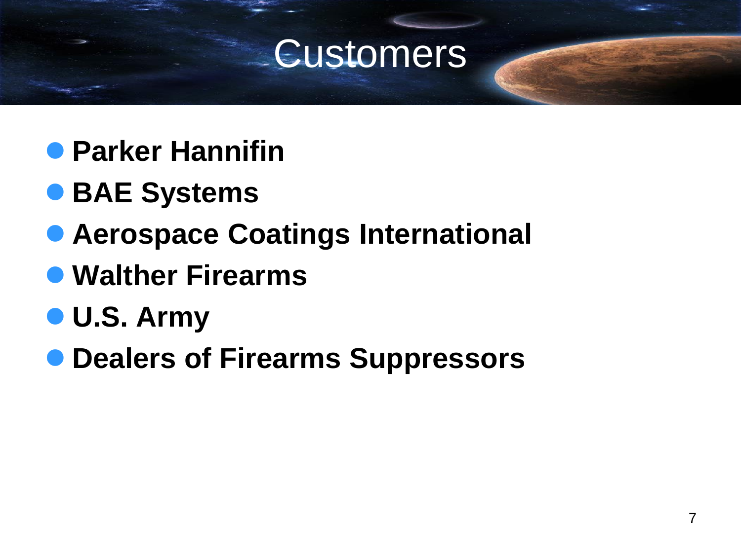# Customers

- **Parker Hannifin**
- **BAE Systems**
- **Aerospace Coatings International**
- **Walther Firearms**
- **U.S. Army**
- **Dealers of Firearms Suppressors**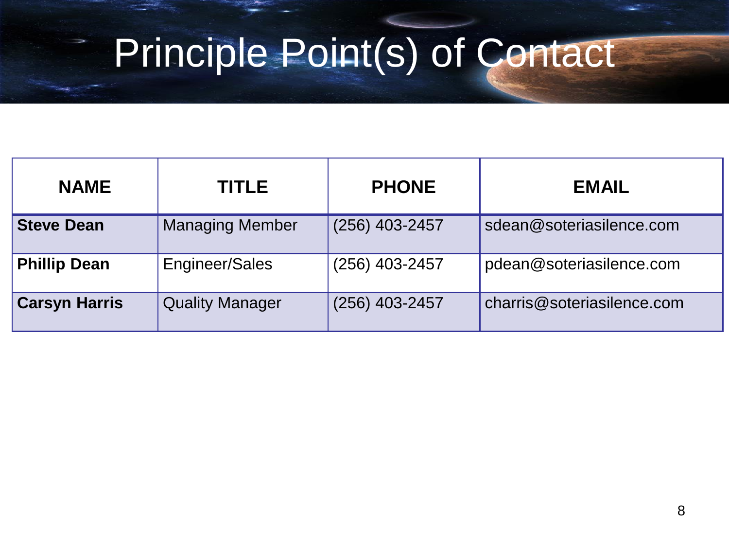# Principle Point(s) of Contact

| NAME | TITLE | PHONE | EMAIL |
|---|---|---|---|
| **Steve Dean** | Managing Member | (256) 403-2457 | sdean@soteriasilence.com |
| **Phillip Dean** | Engineer/Sales | (256) 403-2457 | pdean@soteriasilence.com |
| **Carsyn Harris** | Quality Manager | (256) 403-2457 | charris@soteriasilence.com |